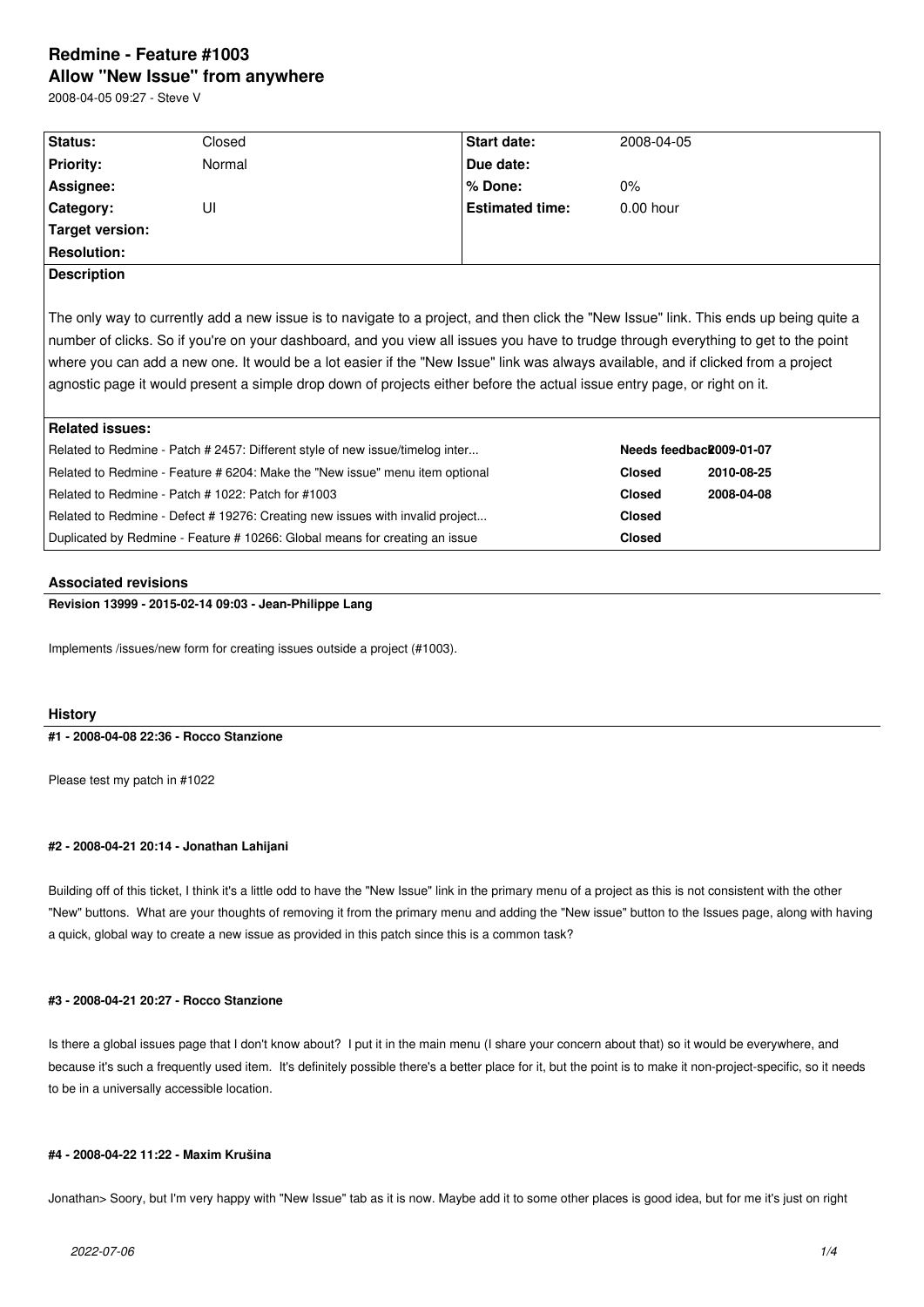# Redmine - Feature #1003

## Allow "New Issue" from anywhere

2008-04-05 09:27 - Steve V

| **Status:** | Closed | **Start date:** | 2008-04-05 |
|---|---|---|---|
| **Priority:** | Normal | **Due date:** | |
| **Assignee:** | | **% Done:** | 0% |
| **Category:** | UI | **Estimated time:** | 0.00 hour |
| **Target version:** | | | |
| **Resolution:** | | | |

**Description**

The only way to currently add a new issue is to navigate to a project, and then click the "New Issue" link. This ends up being quite a number of clicks. So if you're on your dashboard, and you view all issues you have to trudge through everything to get to the point where you can add a new one. It would be a lot easier if the "New Issue" link was always available, and if clicked from a project agnostic page it would present a simple drop down of projects either before the actual issue entry page, or right on it.

**Related issues:**

| | | |
|---|---|---|
| Related to Redmine - Patch # 2457: Different style of new issue/timelog inter... | **Needs feedback** | **2009-01-07** |
| Related to Redmine - Feature # 6204: Make the "New issue" menu item optional | **Closed** | **2010-08-25** |
| Related to Redmine - Patch # 1022: Patch for #1003 | **Closed** | **2008-04-08** |
| Related to Redmine - Defect # 19276: Creating new issues with invalid project... | **Closed** | |
| Duplicated by Redmine - Feature # 10266: Global means for creating an issue | **Closed** | |

### Associated revisions

**Revision 13999 - 2015-02-14 09:03 - Jean-Philippe Lang**

Implements /issues/new form for creating issues outside a project (#1003).

### History

**#1 - 2008-04-08 22:36 - Rocco Stanzione**

Please test my patch in #1022

**#2 - 2008-04-21 20:14 - Jonathan Lahijani**

Building off of this ticket, I think it's a little odd to have the "New Issue" link in the primary menu of a project as this is not consistent with the other "New" buttons. What are your thoughts of removing it from the primary menu and adding the "New issue" button to the Issues page, along with having a quick, global way to create a new issue as provided in this patch since this is a common task?

**#3 - 2008-04-21 20:27 - Rocco Stanzione**

Is there a global issues page that I don't know about? I put it in the main menu (I share your concern about that) so it would be everywhere, and because it's such a frequently used item. It's definitely possible there's a better place for it, but the point is to make it non-project-specific, so it needs to be in a universally accessible location.

**#4 - 2008-04-22 11:22 - Maxim Krušina**

Jonathan> Soory, but I'm very happy with "New Issue" tab as it is now. Maybe add it to some other places is good idea, but for me it's just on right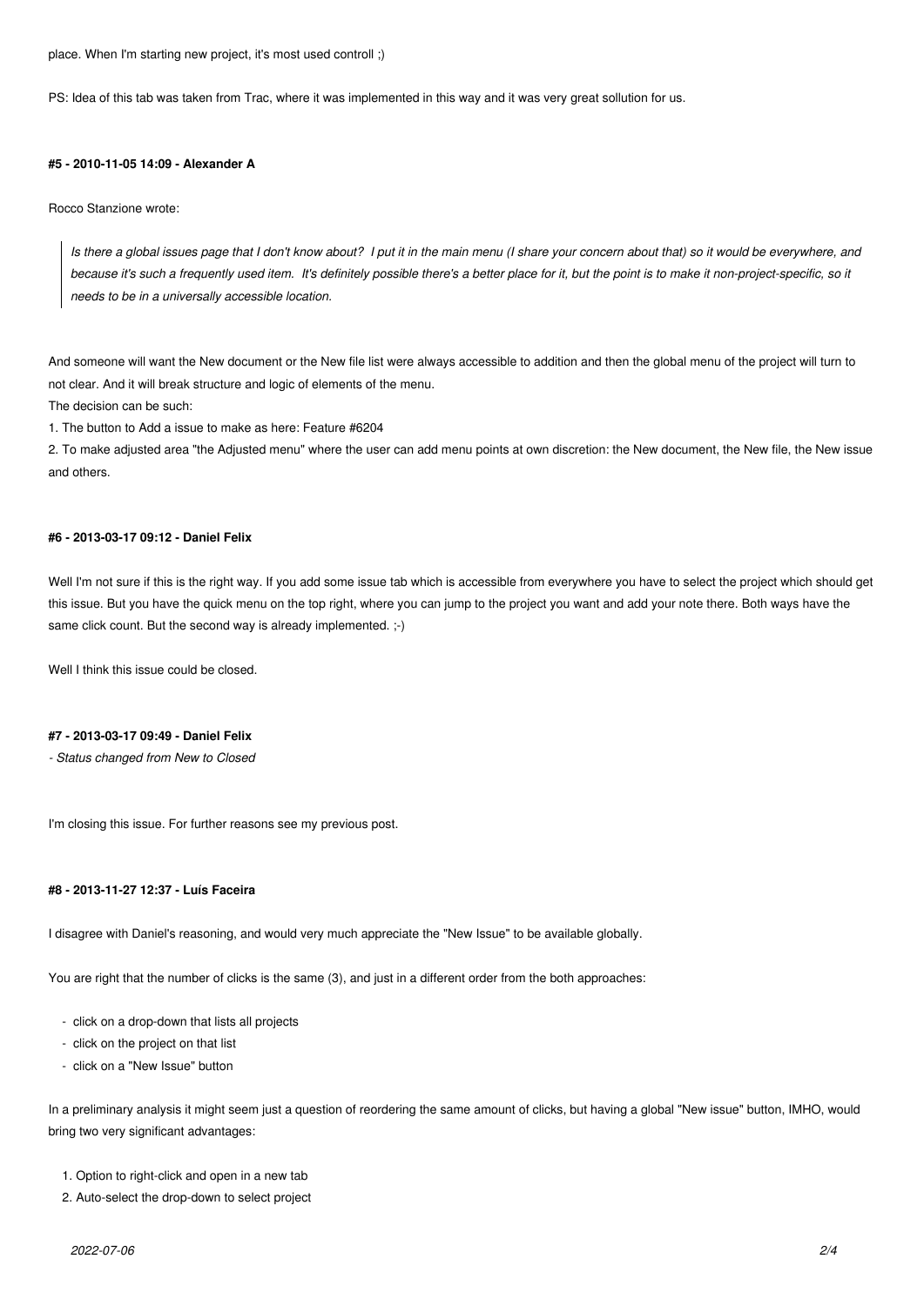place. When I'm starting new project, it's most used controll ;)

PS: Idea of this tab was taken from Trac, where it was implemented in this way and it was very great sollution for us.

#### #5 - 2010-11-05 14:09 - Alexander A

Rocco Stanzione wrote:

> *Is there a global issues page that I don't know about? I put it in the main menu (I share your concern about that) so it would be everywhere, and because it's such a frequently used item. It's definitely possible there's a better place for it, but the point is to make it non-project-specific, so it needs to be in a universally accessible location.*

And someone will want the New document or the New file list were always accessible to addition and then the global menu of the project will turn to not clear. And it will break structure and logic of elements of the menu.
The decision can be such:
1. The button to Add a issue to make as here: Feature #6204
2. To make adjusted area "the Adjusted menu" where the user can add menu points at own discretion: the New document, the New file, the New issue and others.

#### #6 - 2013-03-17 09:12 - Daniel Felix

Well I'm not sure if this is the right way. If you add some issue tab which is accessible from everywhere you have to select the project which should get this issue. But you have the quick menu on the top right, where you can jump to the project you want and add your note there. Both ways have the same click count. But the second way is already implemented. ;-)

Well I think this issue could be closed.

#### #7 - 2013-03-17 09:49 - Daniel Felix

*- Status changed from New to Closed*

I'm closing this issue. For further reasons see my previous post.

#### #8 - 2013-11-27 12:37 - Luís Faceira

I disagree with Daniel's reasoning, and would very much appreciate the "New Issue" to be available globally.

You are right that the number of clicks is the same (3), and just in a different order from the both approaches:

- click on a drop-down that lists all projects
- click on the project on that list
- click on a "New Issue" button

In a preliminary analysis it might seem just a question of reordering the same amount of clicks, but having a global "New issue" button, IMHO, would bring two very significant advantages:

1. Option to right-click and open in a new tab
2. Auto-select the drop-down to select project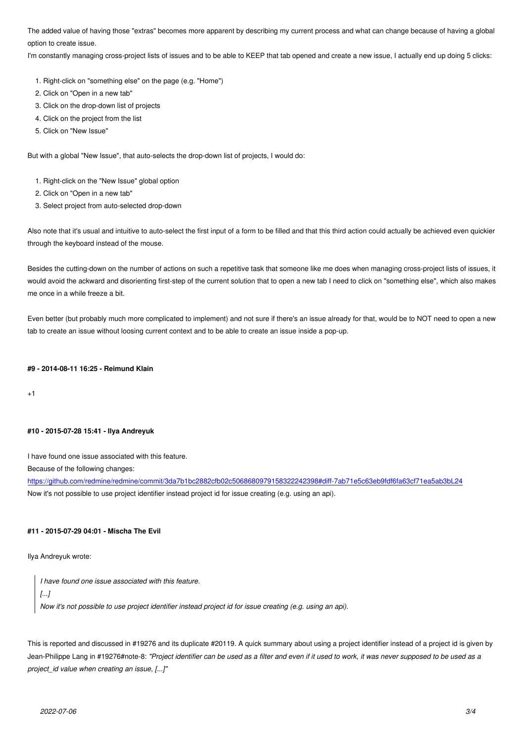The added value of having those "extras" becomes more apparent by describing my current process and what can change because of having a global option to create issue.

I'm constantly managing cross-project lists of issues and to be able to KEEP that tab opened and create a new issue, I actually end up doing 5 clicks:

1. Right-click on "something else" on the page (e.g. "Home")
2. Click on "Open in a new tab"
3. Click on the drop-down list of projects
4. Click on the project from the list
5. Click on "New Issue"

But with a global "New Issue", that auto-selects the drop-down list of projects, I would do:

1. Right-click on the "New Issue" global option
2. Click on "Open in a new tab"
3. Select project from auto-selected drop-down

Also note that it's usual and intuitive to auto-select the first input of a form to be filled and that this third action could actually be achieved even quickier through the keyboard instead of the mouse.

Besides the cutting-down on the number of actions on such a repetitive task that someone like me does when managing cross-project lists of issues, it would avoid the ackward and disorienting first-step of the current solution that to open a new tab I need to click on "something else", which also makes me once in a while freeze a bit.

Even better (but probably much more complicated to implement) and not sure if there's an issue already for that, would be to NOT need to open a new tab to create an issue without loosing current context and to be able to create an issue inside a pop-up.

#### #9 - 2014-08-11 16:25 - Reimund Klain

+1

#### #10 - 2015-07-28 15:41 - Ilya Andreyuk

I have found one issue associated with this feature.

Because of the following changes:

https://github.com/redmine/redmine/commit/3da7b1bc2882cfb02c506868097915832224239​8#diff-7ab71e5c63eb9fdf6fa63cf71ea5ab3bL24

Now it's not possible to use project identifier instead project id for issue creating (e.g. using an api).

#### #11 - 2015-07-29 04:01 - Mischa The Evil

Ilya Andreyuk wrote:

> *I have found one issue associated with this feature.*
> *[...]*
> *Now it's not possible to use project identifier instead project id for issue creating (e.g. using an api).*

This is reported and discussed in #19276 and its duplicate #20119. A quick summary about using a project identifier instead of a project id is given by Jean-Philippe Lang in #19276#note-8: *"Project identifier can be used as a filter and even if it used to work, it was never supposed to be used as a project_id value when creating an issue, [...]"*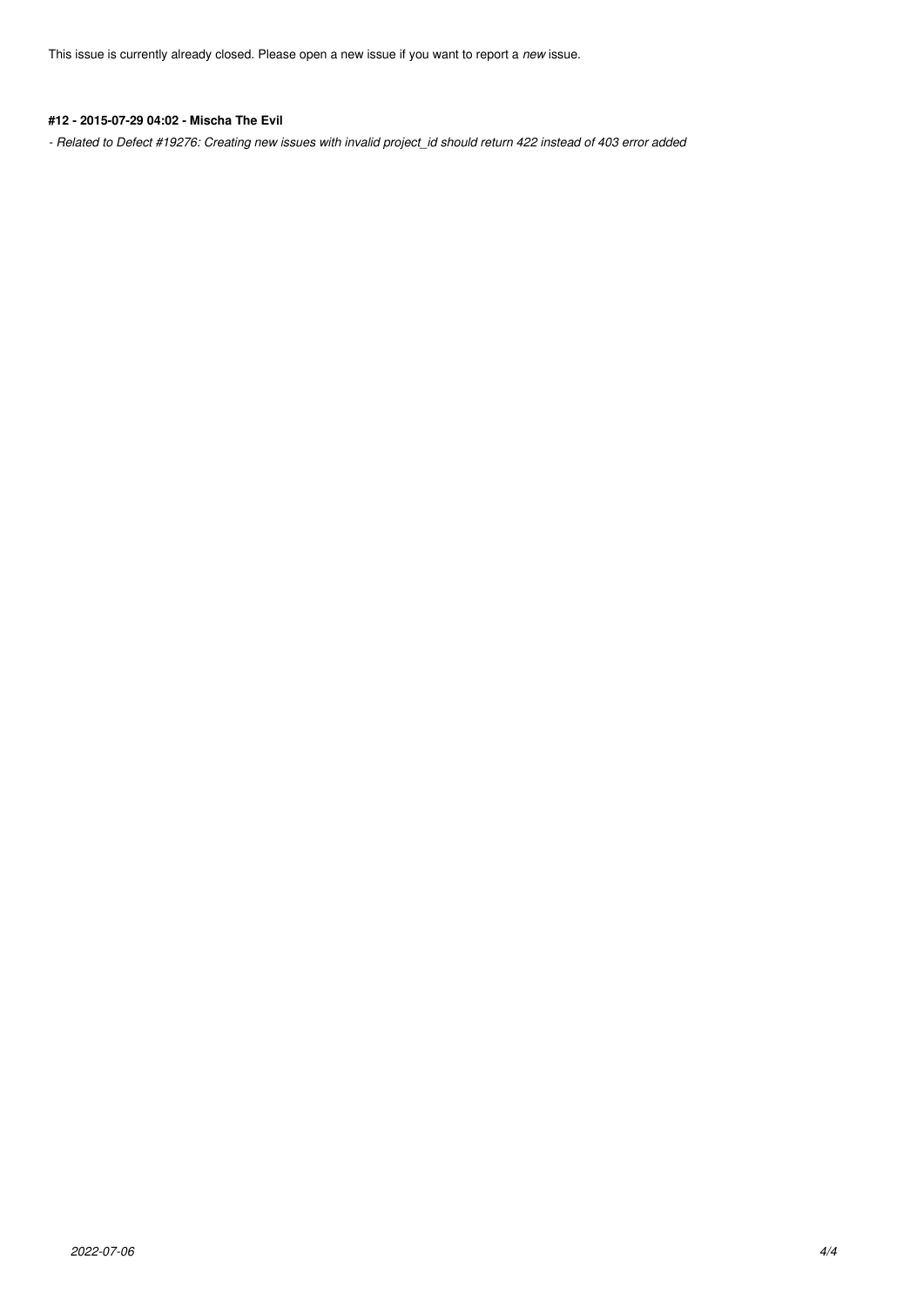This issue is currently already closed. Please open a new issue if you want to report a *new* issue.

#### #12 - 2015-07-29 04:02 - Mischa The Evil

*- Related to Defect #19276: Creating new issues with invalid project_id should return 422 instead of 403 error added*